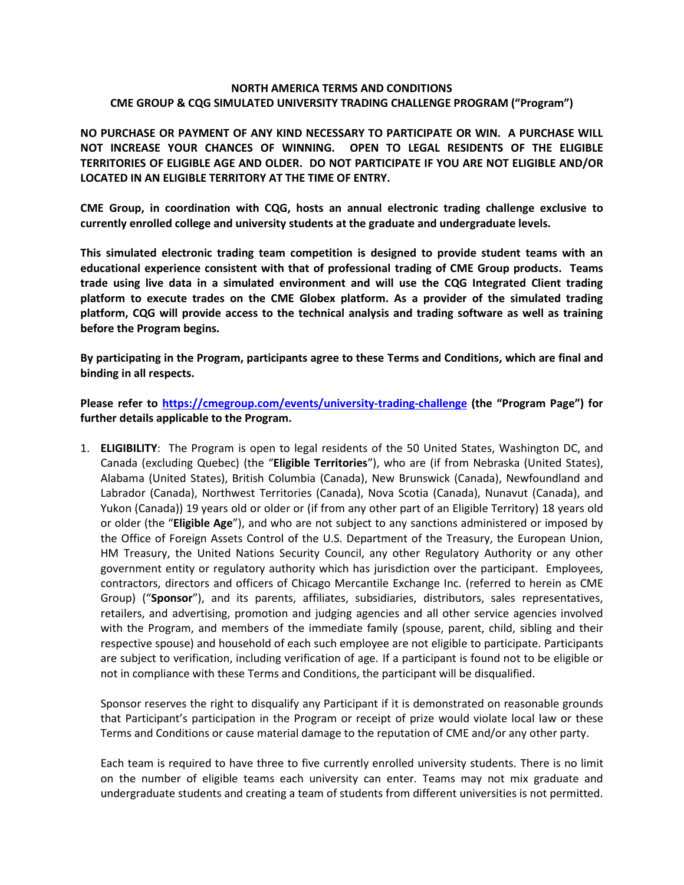**NORTH AMERICA TERMS AND CONDITIONS**
**CME GROUP & CQG SIMULATED UNIVERSITY TRADING CHALLENGE PROGRAM ("Program")**

**NO PURCHASE OR PAYMENT OF ANY KIND NECESSARY TO PARTICIPATE OR WIN. A PURCHASE WILL NOT INCREASE YOUR CHANCES OF WINNING. OPEN TO LEGAL RESIDENTS OF THE ELIGIBLE TERRITORIES OF ELIGIBLE AGE AND OLDER. DO NOT PARTICIPATE IF YOU ARE NOT ELIGIBLE AND/OR LOCATED IN AN ELIGIBLE TERRITORY AT THE TIME OF ENTRY.**

**CME Group, in coordination with CQG, hosts an annual electronic trading challenge exclusive to currently enrolled college and university students at the graduate and undergraduate levels.**

**This simulated electronic trading team competition is designed to provide student teams with an educational experience consistent with that of professional trading of CME Group products. Teams trade using live data in a simulated environment and will use the CQG Integrated Client trading platform to execute trades on the CME Globex platform. As a provider of the simulated trading platform, CQG will provide access to the technical analysis and trading software as well as training before the Program begins.**

**By participating in the Program, participants agree to these Terms and Conditions, which are final and binding in all respects.**

**Please refer to [https://cmegroup.com/events/university-trading-challenge](https://cmegroup.com/events/university-trading-challenge) (the "Program Page") for further details applicable to the Program.**

1. **ELIGIBILITY**: The Program is open to legal residents of the 50 United States, Washington DC, and Canada (excluding Quebec) (the "**Eligible Territories**"), who are (if from Nebraska (United States), Alabama (United States), British Columbia (Canada), New Brunswick (Canada), Newfoundland and Labrador (Canada), Northwest Territories (Canada), Nova Scotia (Canada), Nunavut (Canada), and Yukon (Canada)) 19 years old or older or (if from any other part of an Eligible Territory) 18 years old or older (the "**Eligible Age**"), and who are not subject to any sanctions administered or imposed by the Office of Foreign Assets Control of the U.S. Department of the Treasury, the European Union, HM Treasury, the United Nations Security Council, any other Regulatory Authority or any other government entity or regulatory authority which has jurisdiction over the participant. Employees, contractors, directors and officers of Chicago Mercantile Exchange Inc. (referred to herein as CME Group) ("**Sponsor**"), and its parents, affiliates, subsidiaries, distributors, sales representatives, retailers, and advertising, promotion and judging agencies and all other service agencies involved with the Program, and members of the immediate family (spouse, parent, child, sibling and their respective spouse) and household of each such employee are not eligible to participate. Participants are subject to verification, including verification of age. If a participant is found not to be eligible or not in compliance with these Terms and Conditions, the participant will be disqualified.

   Sponsor reserves the right to disqualify any Participant if it is demonstrated on reasonable grounds that Participant's participation in the Program or receipt of prize would violate local law or these Terms and Conditions or cause material damage to the reputation of CME and/or any other party.

   Each team is required to have three to five currently enrolled university students. There is no limit on the number of eligible teams each university can enter. Teams may not mix graduate and undergraduate students and creating a team of students from different universities is not permitted.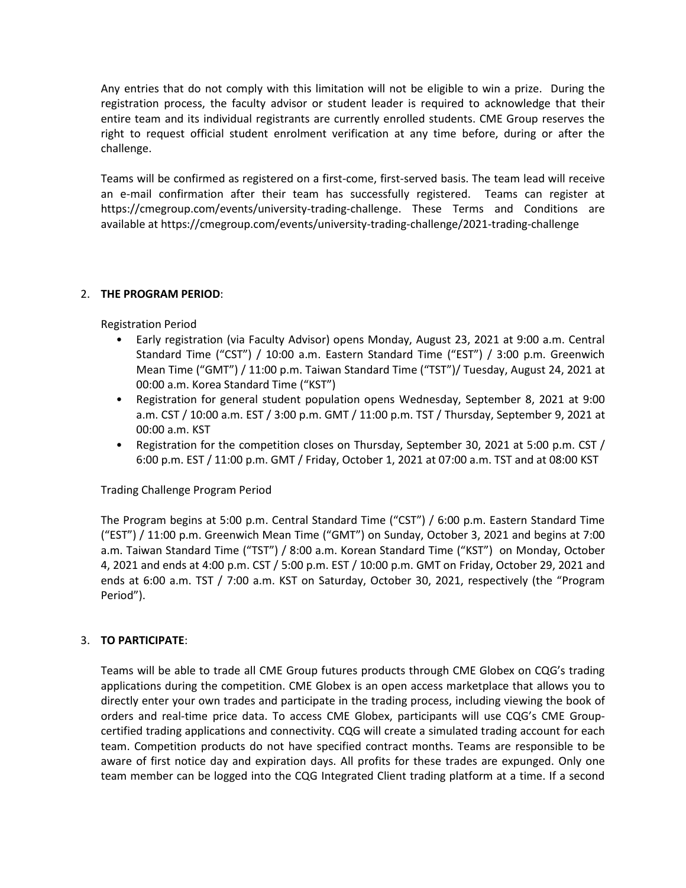Any entries that do not comply with this limitation will not be eligible to win a prize. During the registration process, the faculty advisor or student leader is required to acknowledge that their entire team and its individual registrants are currently enrolled students. CME Group reserves the right to request official student enrolment verification at any time before, during or after the challenge.

Teams will be confirmed as registered on a first-come, first-served basis. The team lead will receive an e-mail confirmation after their team has successfully registered. Teams can register at https://cmegroup.com/events/university-trading-challenge. These Terms and Conditions are available at https://cmegroup.com/events/university-trading-challenge/2021-trading-challenge

2. **THE PROGRAM PERIOD**:

   Registration Period

   - Early registration (via Faculty Advisor) opens Monday, August 23, 2021 at 9:00 a.m. Central Standard Time ("CST") / 10:00 a.m. Eastern Standard Time ("EST") / 3:00 p.m. Greenwich Mean Time ("GMT") / 11:00 p.m. Taiwan Standard Time ("TST")/ Tuesday, August 24, 2021 at 00:00 a.m. Korea Standard Time ("KST")
   - Registration for general student population opens Wednesday, September 8, 2021 at 9:00 a.m. CST / 10:00 a.m. EST / 3:00 p.m. GMT / 11:00 p.m. TST / Thursday, September 9, 2021 at 00:00 a.m. KST
   - Registration for the competition closes on Thursday, September 30, 2021 at 5:00 p.m. CST / 6:00 p.m. EST / 11:00 p.m. GMT / Friday, October 1, 2021 at 07:00 a.m. TST and at 08:00 KST

   Trading Challenge Program Period

   The Program begins at 5:00 p.m. Central Standard Time ("CST") / 6:00 p.m. Eastern Standard Time ("EST") / 11:00 p.m. Greenwich Mean Time ("GMT") on Sunday, October 3, 2021 and begins at 7:00 a.m. Taiwan Standard Time ("TST") / 8:00 a.m. Korean Standard Time ("KST") on Monday, October 4, 2021 and ends at 4:00 p.m. CST / 5:00 p.m. EST / 10:00 p.m. GMT on Friday, October 29, 2021 and ends at 6:00 a.m. TST / 7:00 a.m. KST on Saturday, October 30, 2021, respectively (the "Program Period").

3. **TO PARTICIPATE**:

   Teams will be able to trade all CME Group futures products through CME Globex on CQG's trading applications during the competition. CME Globex is an open access marketplace that allows you to directly enter your own trades and participate in the trading process, including viewing the book of orders and real-time price data. To access CME Globex, participants will use CQG's CME Group-certified trading applications and connectivity. CQG will create a simulated trading account for each team. Competition products do not have specified contract months. Teams are responsible to be aware of first notice day and expiration days. All profits for these trades are expunged. Only one team member can be logged into the CQG Integrated Client trading platform at a time. If a second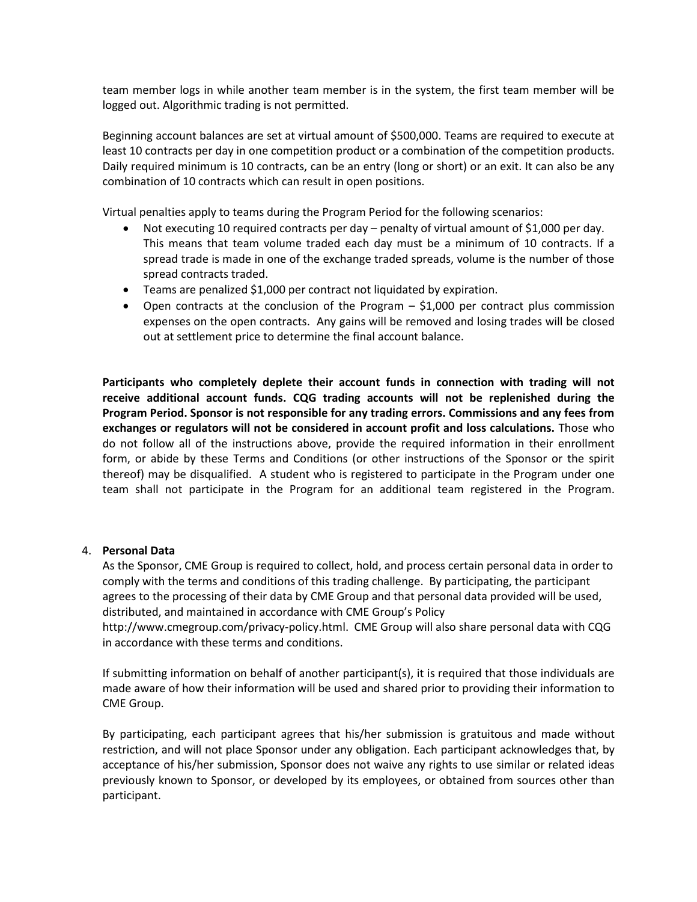team member logs in while another team member is in the system, the first team member will be logged out. Algorithmic trading is not permitted.

Beginning account balances are set at virtual amount of $500,000. Teams are required to execute at least 10 contracts per day in one competition product or a combination of the competition products. Daily required minimum is 10 contracts, can be an entry (long or short) or an exit. It can also be any combination of 10 contracts which can result in open positions.

Virtual penalties apply to teams during the Program Period for the following scenarios:

- Not executing 10 required contracts per day – penalty of virtual amount of $1,000 per day. This means that team volume traded each day must be a minimum of 10 contracts. If a spread trade is made in one of the exchange traded spreads, volume is the number of those spread contracts traded.
- Teams are penalized $1,000 per contract not liquidated by expiration.
- Open contracts at the conclusion of the Program – $1,000 per contract plus commission expenses on the open contracts. Any gains will be removed and losing trades will be closed out at settlement price to determine the final account balance.

**Participants who completely deplete their account funds in connection with trading will not receive additional account funds. CQG trading accounts will not be replenished during the Program Period. Sponsor is not responsible for any trading errors. Commissions and any fees from exchanges or regulators will not be considered in account profit and loss calculations.** Those who do not follow all of the instructions above, provide the required information in their enrollment form, or abide by these Terms and Conditions (or other instructions of the Sponsor or the spirit thereof) may be disqualified. A student who is registered to participate in the Program under one team shall not participate in the Program for an additional team registered in the Program.

4. **Personal Data**

As the Sponsor, CME Group is required to collect, hold, and process certain personal data in order to comply with the terms and conditions of this trading challenge. By participating, the participant agrees to the processing of their data by CME Group and that personal data provided will be used, distributed, and maintained in accordance with CME Group's Policy http://www.cmegroup.com/privacy-policy.html. CME Group will also share personal data with CQG in accordance with these terms and conditions.

If submitting information on behalf of another participant(s), it is required that those individuals are made aware of how their information will be used and shared prior to providing their information to CME Group.

By participating, each participant agrees that his/her submission is gratuitous and made without restriction, and will not place Sponsor under any obligation. Each participant acknowledges that, by acceptance of his/her submission, Sponsor does not waive any rights to use similar or related ideas previously known to Sponsor, or developed by its employees, or obtained from sources other than participant.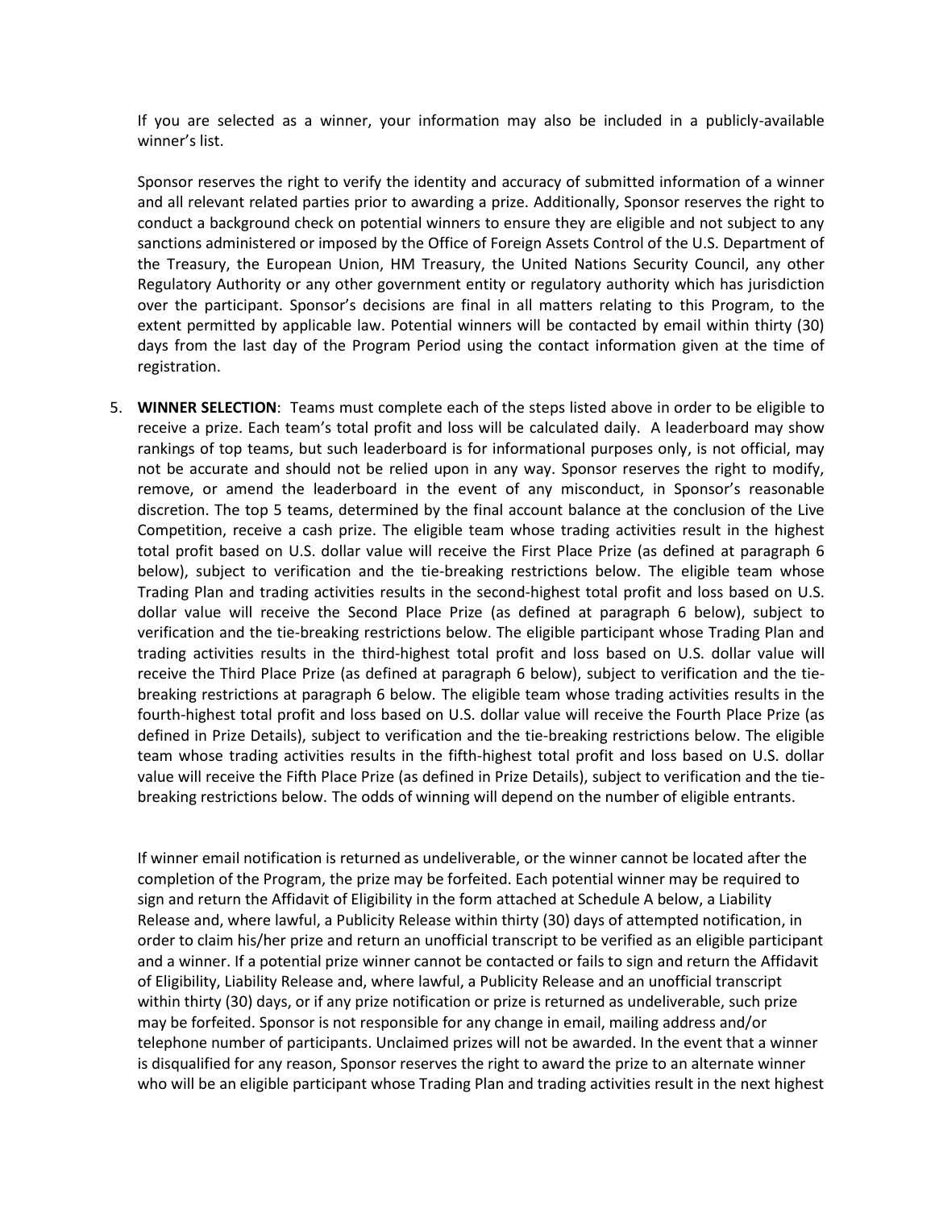If you are selected as a winner, your information may also be included in a publicly-available winner's list.

Sponsor reserves the right to verify the identity and accuracy of submitted information of a winner and all relevant related parties prior to awarding a prize. Additionally, Sponsor reserves the right to conduct a background check on potential winners to ensure they are eligible and not subject to any sanctions administered or imposed by the Office of Foreign Assets Control of the U.S. Department of the Treasury, the European Union, HM Treasury, the United Nations Security Council, any other Regulatory Authority or any other government entity or regulatory authority which has jurisdiction over the participant. Sponsor's decisions are final in all matters relating to this Program, to the extent permitted by applicable law. Potential winners will be contacted by email within thirty (30) days from the last day of the Program Period using the contact information given at the time of registration.

5. **WINNER SELECTION**: Teams must complete each of the steps listed above in order to be eligible to receive a prize. Each team's total profit and loss will be calculated daily. A leaderboard may show rankings of top teams, but such leaderboard is for informational purposes only, is not official, may not be accurate and should not be relied upon in any way. Sponsor reserves the right to modify, remove, or amend the leaderboard in the event of any misconduct, in Sponsor's reasonable discretion. The top 5 teams, determined by the final account balance at the conclusion of the Live Competition, receive a cash prize. The eligible team whose trading activities result in the highest total profit based on U.S. dollar value will receive the First Place Prize (as defined at paragraph 6 below), subject to verification and the tie-breaking restrictions below. The eligible team whose Trading Plan and trading activities results in the second-highest total profit and loss based on U.S. dollar value will receive the Second Place Prize (as defined at paragraph 6 below), subject to verification and the tie-breaking restrictions below. The eligible participant whose Trading Plan and trading activities results in the third-highest total profit and loss based on U.S. dollar value will receive the Third Place Prize (as defined at paragraph 6 below), subject to verification and the tie-breaking restrictions at paragraph 6 below. The eligible team whose trading activities results in the fourth-highest total profit and loss based on U.S. dollar value will receive the Fourth Place Prize (as defined in Prize Details), subject to verification and the tie-breaking restrictions below. The eligible team whose trading activities results in the fifth-highest total profit and loss based on U.S. dollar value will receive the Fifth Place Prize (as defined in Prize Details), subject to verification and the tie-breaking restrictions below. The odds of winning will depend on the number of eligible entrants.

   If winner email notification is returned as undeliverable, or the winner cannot be located after the completion of the Program, the prize may be forfeited. Each potential winner may be required to sign and return the Affidavit of Eligibility in the form attached at Schedule A below, a Liability Release and, where lawful, a Publicity Release within thirty (30) days of attempted notification, in order to claim his/her prize and return an unofficial transcript to be verified as an eligible participant and a winner. If a potential prize winner cannot be contacted or fails to sign and return the Affidavit of Eligibility, Liability Release and, where lawful, a Publicity Release and an unofficial transcript within thirty (30) days, or if any prize notification or prize is returned as undeliverable, such prize may be forfeited. Sponsor is not responsible for any change in email, mailing address and/or telephone number of participants. Unclaimed prizes will not be awarded. In the event that a winner is disqualified for any reason, Sponsor reserves the right to award the prize to an alternate winner who will be an eligible participant whose Trading Plan and trading activities result in the next highest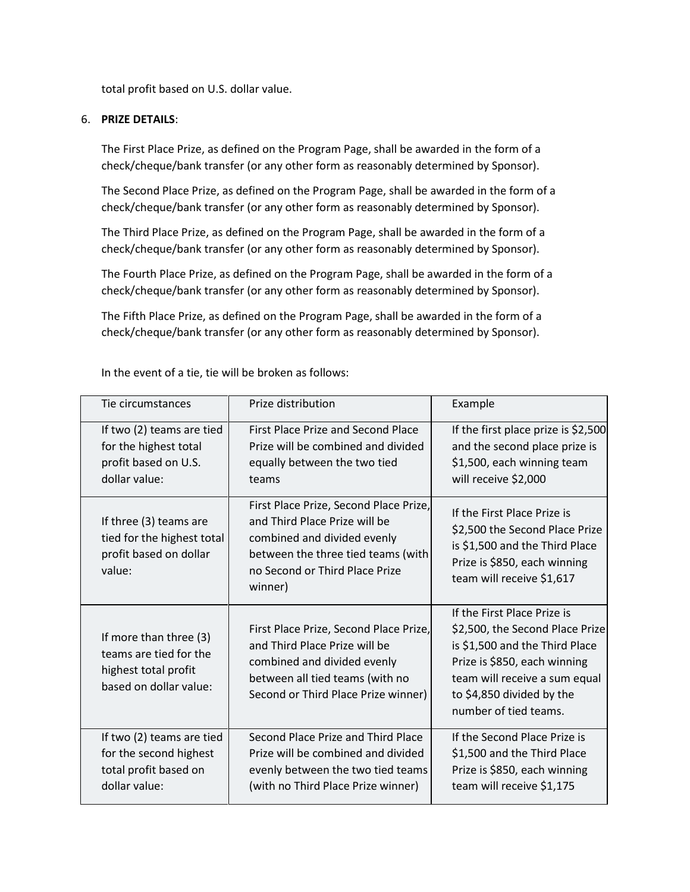total profit based on U.S. dollar value.

6. **PRIZE DETAILS**:

   The First Place Prize, as defined on the Program Page, shall be awarded in the form of a check/cheque/bank transfer (or any other form as reasonably determined by Sponsor).

   The Second Place Prize, as defined on the Program Page, shall be awarded in the form of a check/cheque/bank transfer (or any other form as reasonably determined by Sponsor).

   The Third Place Prize, as defined on the Program Page, shall be awarded in the form of a check/cheque/bank transfer (or any other form as reasonably determined by Sponsor).

   The Fourth Place Prize, as defined on the Program Page, shall be awarded in the form of a check/cheque/bank transfer (or any other form as reasonably determined by Sponsor).

   The Fifth Place Prize, as defined on the Program Page, shall be awarded in the form of a check/cheque/bank transfer (or any other form as reasonably determined by Sponsor).

   In the event of a tie, tie will be broken as follows:

| Tie circumstances | Prize distribution | Example |
|---|---|---|
| If two (2) teams are tied for the highest total profit based on U.S. dollar value: | First Place Prize and Second Place Prize will be combined and divided equally between the two tied teams | If the first place prize is $2,500 and the second place prize is $1,500, each winning team will receive $2,000 |
| If three (3) teams are tied for the highest total profit based on dollar value: | First Place Prize, Second Place Prize, and Third Place Prize will be combined and divided evenly between the three tied teams (with no Second or Third Place Prize winner) | If the First Place Prize is $2,500 the Second Place Prize is $1,500 and the Third Place Prize is $850, each winning team will receive $1,617 |
| If more than three (3) teams are tied for the highest total profit based on dollar value: | First Place Prize, Second Place Prize, and Third Place Prize will be combined and divided evenly between all tied teams (with no Second or Third Place Prize winner) | If the First Place Prize is $2,500, the Second Place Prize is $1,500 and the Third Place Prize is $850, each winning team will receive a sum equal to $4,850 divided by the number of tied teams. |
| If two (2) teams are tied for the second highest total profit based on dollar value: | Second Place Prize and Third Place Prize will be combined and divided evenly between the two tied teams (with no Third Place Prize winner) | If the Second Place Prize is $1,500 and the Third Place Prize is $850, each winning team will receive $1,175 |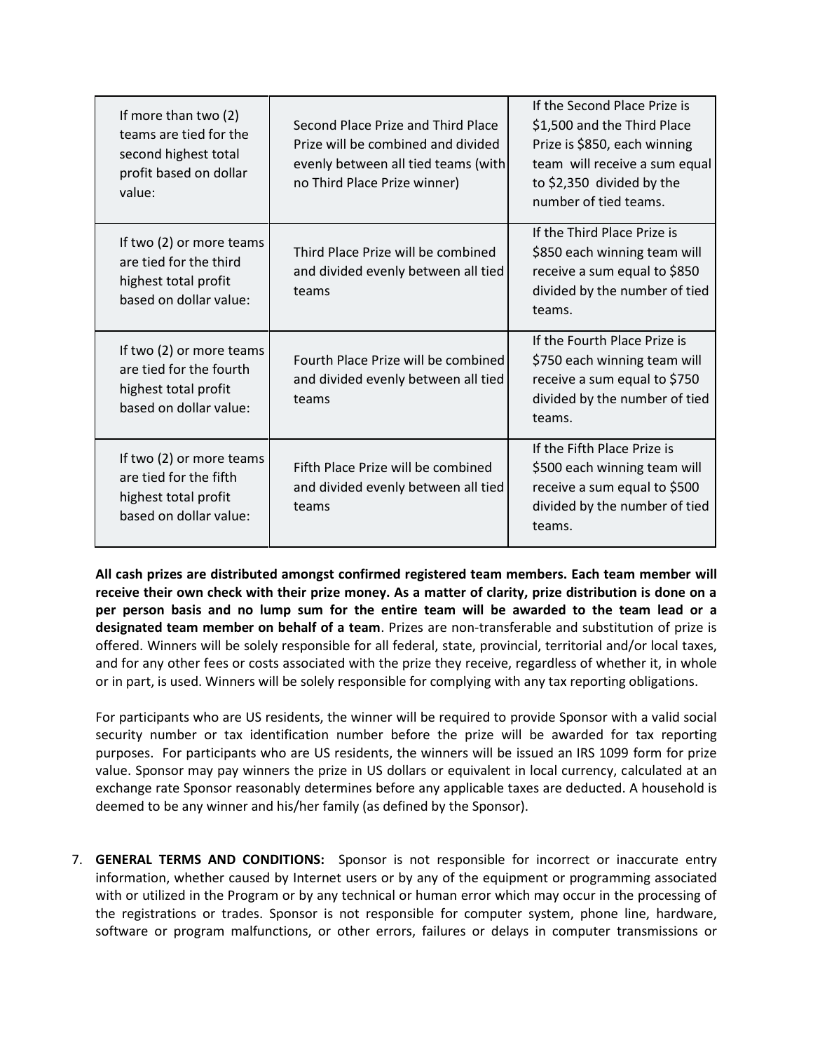| If more than two (2) teams are tied for the second highest total profit based on dollar value: | Second Place Prize and Third Place Prize will be combined and divided evenly between all tied teams (with no Third Place Prize winner) | If the Second Place Prize is $1,500 and the Third Place Prize is $850, each winning team will receive a sum equal to $2,350 divided by the number of tied teams. |
|---|---|---|
| If two (2) or more teams are tied for the third highest total profit based on dollar value: | Third Place Prize will be combined and divided evenly between all tied teams | If the Third Place Prize is $850 each winning team will receive a sum equal to $850 divided by the number of tied teams. |
| If two (2) or more teams are tied for the fourth highest total profit based on dollar value: | Fourth Place Prize will be combined and divided evenly between all tied teams | If the Fourth Place Prize is $750 each winning team will receive a sum equal to $750 divided by the number of tied teams. |
| If two (2) or more teams are tied for the fifth highest total profit based on dollar value: | Fifth Place Prize will be combined and divided evenly between all tied teams | If the Fifth Place Prize is $500 each winning team will receive a sum equal to $500 divided by the number of tied teams. |

**All cash prizes are distributed amongst confirmed registered team members. Each team member will receive their own check with their prize money. As a matter of clarity, prize distribution is done on a per person basis and no lump sum for the entire team will be awarded to the team lead or a designated team member on behalf of a team**. Prizes are non-transferable and substitution of prize is offered. Winners will be solely responsible for all federal, state, provincial, territorial and/or local taxes, and for any other fees or costs associated with the prize they receive, regardless of whether it, in whole or in part, is used. Winners will be solely responsible for complying with any tax reporting obligations.

For participants who are US residents, the winner will be required to provide Sponsor with a valid social security number or tax identification number before the prize will be awarded for tax reporting purposes. For participants who are US residents, the winners will be issued an IRS 1099 form for prize value. Sponsor may pay winners the prize in US dollars or equivalent in local currency, calculated at an exchange rate Sponsor reasonably determines before any applicable taxes are deducted. A household is deemed to be any winner and his/her family (as defined by the Sponsor).

7. **GENERAL TERMS AND CONDITIONS:** Sponsor is not responsible for incorrect or inaccurate entry information, whether caused by Internet users or by any of the equipment or programming associated with or utilized in the Program or by any technical or human error which may occur in the processing of the registrations or trades. Sponsor is not responsible for computer system, phone line, hardware, software or program malfunctions, or other errors, failures or delays in computer transmissions or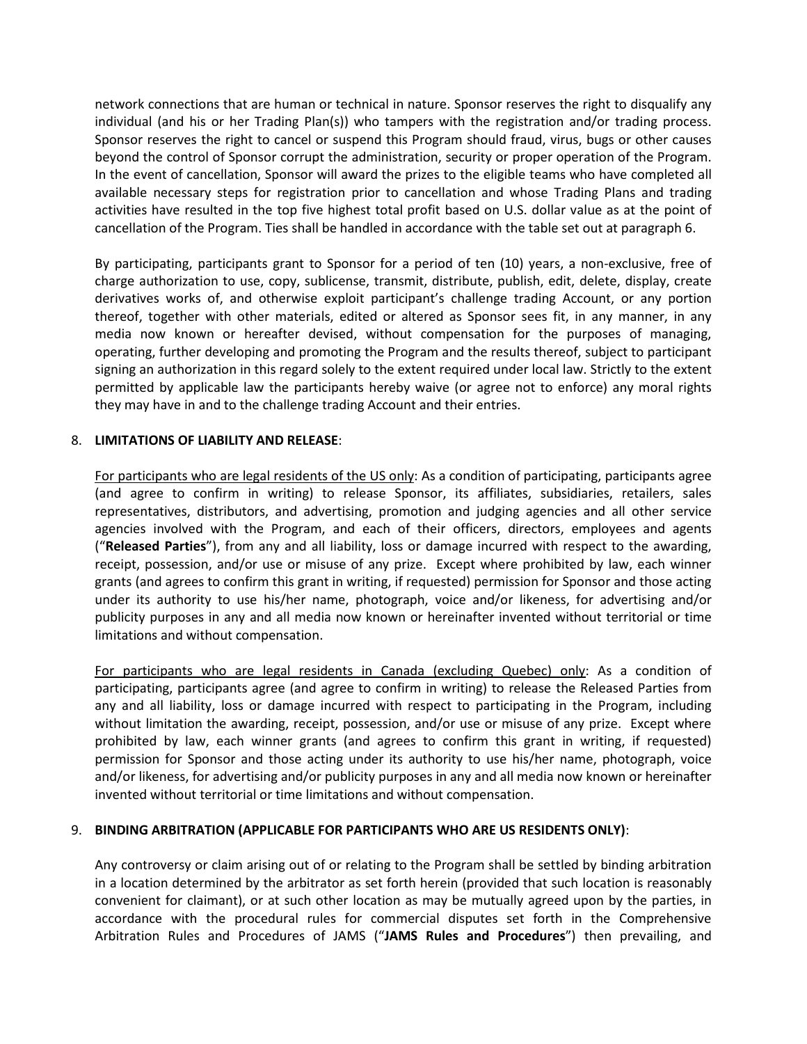network connections that are human or technical in nature. Sponsor reserves the right to disqualify any individual (and his or her Trading Plan(s)) who tampers with the registration and/or trading process. Sponsor reserves the right to cancel or suspend this Program should fraud, virus, bugs or other causes beyond the control of Sponsor corrupt the administration, security or proper operation of the Program. In the event of cancellation, Sponsor will award the prizes to the eligible teams who have completed all available necessary steps for registration prior to cancellation and whose Trading Plans and trading activities have resulted in the top five highest total profit based on U.S. dollar value as at the point of cancellation of the Program. Ties shall be handled in accordance with the table set out at paragraph 6.

By participating, participants grant to Sponsor for a period of ten (10) years, a non-exclusive, free of charge authorization to use, copy, sublicense, transmit, distribute, publish, edit, delete, display, create derivatives works of, and otherwise exploit participant's challenge trading Account, or any portion thereof, together with other materials, edited or altered as Sponsor sees fit, in any manner, in any media now known or hereafter devised, without compensation for the purposes of managing, operating, further developing and promoting the Program and the results thereof, subject to participant signing an authorization in this regard solely to the extent required under local law. Strictly to the extent permitted by applicable law the participants hereby waive (or agree not to enforce) any moral rights they may have in and to the challenge trading Account and their entries.

8. **LIMITATIONS OF LIABILITY AND RELEASE**:

For participants who are legal residents of the US only: As a condition of participating, participants agree (and agree to confirm in writing) to release Sponsor, its affiliates, subsidiaries, retailers, sales representatives, distributors, and advertising, promotion and judging agencies and all other service agencies involved with the Program, and each of their officers, directors, employees and agents ("**Released Parties**"), from any and all liability, loss or damage incurred with respect to the awarding, receipt, possession, and/or use or misuse of any prize. Except where prohibited by law, each winner grants (and agrees to confirm this grant in writing, if requested) permission for Sponsor and those acting under its authority to use his/her name, photograph, voice and/or likeness, for advertising and/or publicity purposes in any and all media now known or hereinafter invented without territorial or time limitations and without compensation.

For participants who are legal residents in Canada (excluding Quebec) only: As a condition of participating, participants agree (and agree to confirm in writing) to release the Released Parties from any and all liability, loss or damage incurred with respect to participating in the Program, including without limitation the awarding, receipt, possession, and/or use or misuse of any prize. Except where prohibited by law, each winner grants (and agrees to confirm this grant in writing, if requested) permission for Sponsor and those acting under its authority to use his/her name, photograph, voice and/or likeness, for advertising and/or publicity purposes in any and all media now known or hereinafter invented without territorial or time limitations and without compensation.

9. **BINDING ARBITRATION (APPLICABLE FOR PARTICIPANTS WHO ARE US RESIDENTS ONLY)**:

Any controversy or claim arising out of or relating to the Program shall be settled by binding arbitration in a location determined by the arbitrator as set forth herein (provided that such location is reasonably convenient for claimant), or at such other location as may be mutually agreed upon by the parties, in accordance with the procedural rules for commercial disputes set forth in the Comprehensive Arbitration Rules and Procedures of JAMS ("**JAMS Rules and Procedures**") then prevailing, and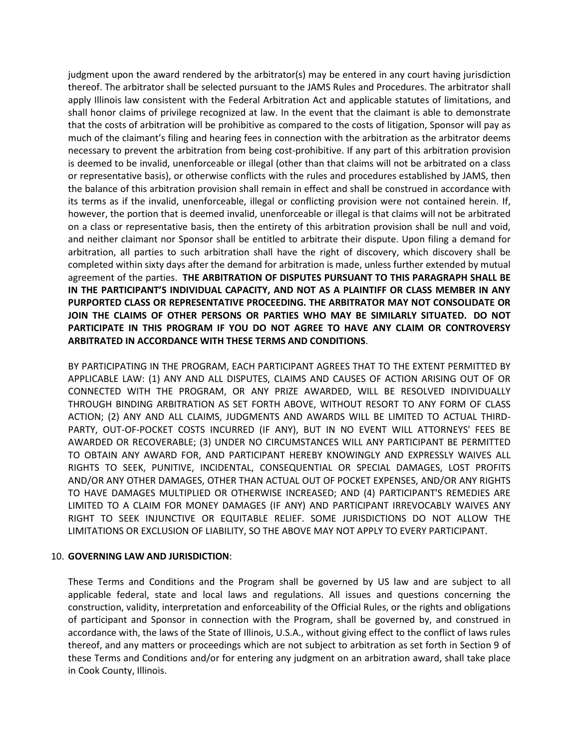judgment upon the award rendered by the arbitrator(s) may be entered in any court having jurisdiction thereof. The arbitrator shall be selected pursuant to the JAMS Rules and Procedures. The arbitrator shall apply Illinois law consistent with the Federal Arbitration Act and applicable statutes of limitations, and shall honor claims of privilege recognized at law. In the event that the claimant is able to demonstrate that the costs of arbitration will be prohibitive as compared to the costs of litigation, Sponsor will pay as much of the claimant's filing and hearing fees in connection with the arbitration as the arbitrator deems necessary to prevent the arbitration from being cost-prohibitive. If any part of this arbitration provision is deemed to be invalid, unenforceable or illegal (other than that claims will not be arbitrated on a class or representative basis), or otherwise conflicts with the rules and procedures established by JAMS, then the balance of this arbitration provision shall remain in effect and shall be construed in accordance with its terms as if the invalid, unenforceable, illegal or conflicting provision were not contained herein. If, however, the portion that is deemed invalid, unenforceable or illegal is that claims will not be arbitrated on a class or representative basis, then the entirety of this arbitration provision shall be null and void, and neither claimant nor Sponsor shall be entitled to arbitrate their dispute. Upon filing a demand for arbitration, all parties to such arbitration shall have the right of discovery, which discovery shall be completed within sixty days after the demand for arbitration is made, unless further extended by mutual agreement of the parties. **THE ARBITRATION OF DISPUTES PURSUANT TO THIS PARAGRAPH SHALL BE IN THE PARTICIPANT'S INDIVIDUAL CAPACITY, AND NOT AS A PLAINTIFF OR CLASS MEMBER IN ANY PURPORTED CLASS OR REPRESENTATIVE PROCEEDING. THE ARBITRATOR MAY NOT CONSOLIDATE OR JOIN THE CLAIMS OF OTHER PERSONS OR PARTIES WHO MAY BE SIMILARLY SITUATED. DO NOT PARTICIPATE IN THIS PROGRAM IF YOU DO NOT AGREE TO HAVE ANY CLAIM OR CONTROVERSY ARBITRATED IN ACCORDANCE WITH THESE TERMS AND CONDITIONS**.

BY PARTICIPATING IN THE PROGRAM, EACH PARTICIPANT AGREES THAT TO THE EXTENT PERMITTED BY APPLICABLE LAW: (1) ANY AND ALL DISPUTES, CLAIMS AND CAUSES OF ACTION ARISING OUT OF OR CONNECTED WITH THE PROGRAM, OR ANY PRIZE AWARDED, WILL BE RESOLVED INDIVIDUALLY THROUGH BINDING ARBITRATION AS SET FORTH ABOVE, WITHOUT RESORT TO ANY FORM OF CLASS ACTION; (2) ANY AND ALL CLAIMS, JUDGMENTS AND AWARDS WILL BE LIMITED TO ACTUAL THIRD-PARTY, OUT-OF-POCKET COSTS INCURRED (IF ANY), BUT IN NO EVENT WILL ATTORNEYS' FEES BE AWARDED OR RECOVERABLE; (3) UNDER NO CIRCUMSTANCES WILL ANY PARTICIPANT BE PERMITTED TO OBTAIN ANY AWARD FOR, AND PARTICIPANT HEREBY KNOWINGLY AND EXPRESSLY WAIVES ALL RIGHTS TO SEEK, PUNITIVE, INCIDENTAL, CONSEQUENTIAL OR SPECIAL DAMAGES, LOST PROFITS AND/OR ANY OTHER DAMAGES, OTHER THAN ACTUAL OUT OF POCKET EXPENSES, AND/OR ANY RIGHTS TO HAVE DAMAGES MULTIPLIED OR OTHERWISE INCREASED; AND (4) PARTICIPANT'S REMEDIES ARE LIMITED TO A CLAIM FOR MONEY DAMAGES (IF ANY) AND PARTICIPANT IRREVOCABLY WAIVES ANY RIGHT TO SEEK INJUNCTIVE OR EQUITABLE RELIEF. SOME JURISDICTIONS DO NOT ALLOW THE LIMITATIONS OR EXCLUSION OF LIABILITY, SO THE ABOVE MAY NOT APPLY TO EVERY PARTICIPANT.

10. **GOVERNING LAW AND JURISDICTION**:

These Terms and Conditions and the Program shall be governed by US law and are subject to all applicable federal, state and local laws and regulations. All issues and questions concerning the construction, validity, interpretation and enforceability of the Official Rules, or the rights and obligations of participant and Sponsor in connection with the Program, shall be governed by, and construed in accordance with, the laws of the State of Illinois, U.S.A., without giving effect to the conflict of laws rules thereof, and any matters or proceedings which are not subject to arbitration as set forth in Section 9 of these Terms and Conditions and/or for entering any judgment on an arbitration award, shall take place in Cook County, Illinois.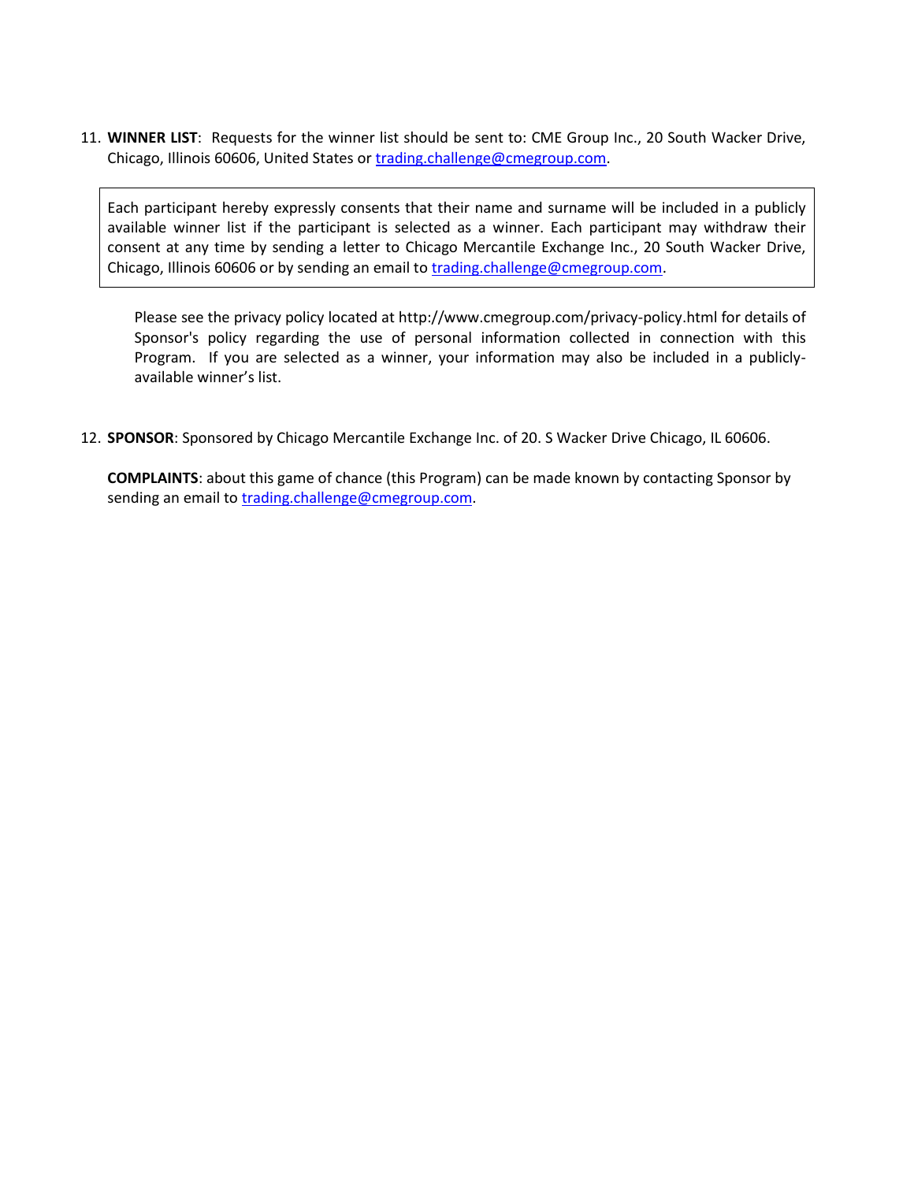11. **WINNER LIST**: Requests for the winner list should be sent to: CME Group Inc., 20 South Wacker Drive, Chicago, Illinois 60606, United States or trading.challenge@cmegroup.com.

> Each participant hereby expressly consents that their name and surname will be included in a publicly available winner list if the participant is selected as a winner. Each participant may withdraw their consent at any time by sending a letter to Chicago Mercantile Exchange Inc., 20 South Wacker Drive, Chicago, Illinois 60606 or by sending an email to trading.challenge@cmegroup.com.

Please see the privacy policy located at http://www.cmegroup.com/privacy-policy.html for details of Sponsor's policy regarding the use of personal information collected in connection with this Program. If you are selected as a winner, your information may also be included in a publicly-available winner's list.

12. **SPONSOR**: Sponsored by Chicago Mercantile Exchange Inc. of 20. S Wacker Drive Chicago, IL 60606.

    **COMPLAINTS**: about this game of chance (this Program) can be made known by contacting Sponsor by sending an email to trading.challenge@cmegroup.com.